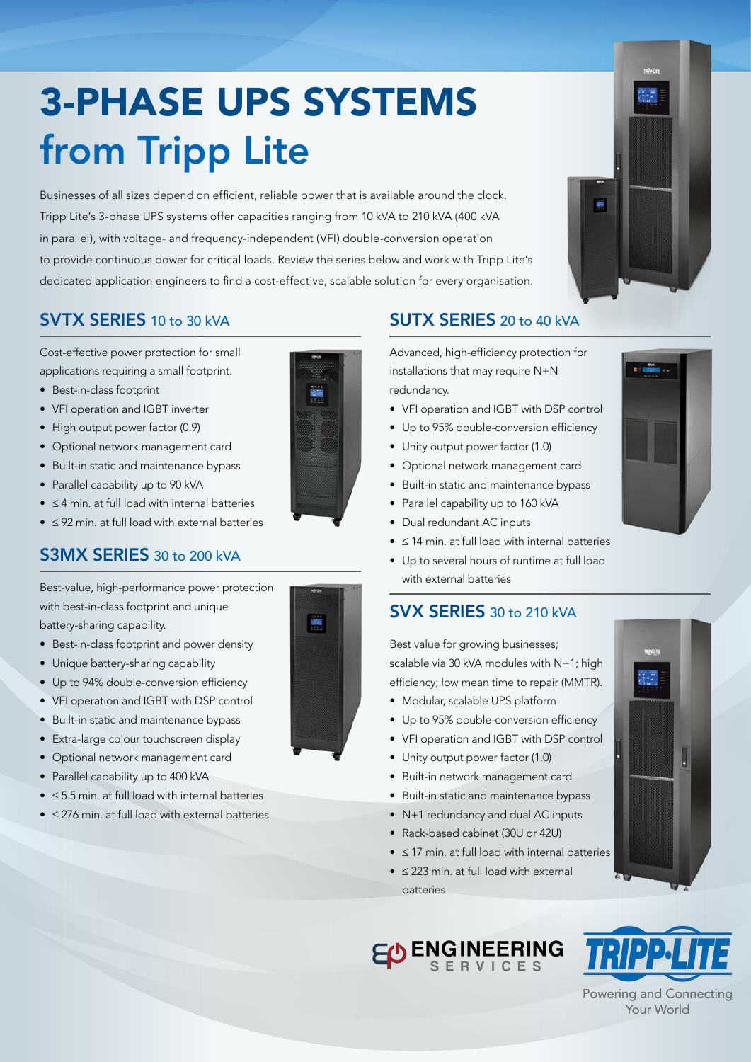# 3-PHASE UPS SYSTEMS from Tripp Lite

Businesses of all sizes depend on efficient, reliable power that is available around the clock. Tripp Lite's 3-phase UPS systems offer capacities ranging from 10 kVA to 210 kVA (400 kVA in parallel), with voltage- and frequency-independent (VFI) double-conversion operation to provide continuous power for critical loads. Review the series below and work with Tripp Lite's dedicated application engineers to find a cost-effective, scalable solution for every organisation.

## SVTX SERIES 10 to 30 kVA

Cost-effective power protection for small applications requiring a small footprint.

- Best-in-class footprint
- VFI operation and IGBT inverter
- High output power factor (0.9)
- Optional network management card
- Built-in static and maintenance bypass
- Parallel capability up to 90 kVA
- ≤ 4 min. at full load with internal batteries
- ≤ 92 min. at full load with external batteries

## S3MX SERIES 30 to 200 kVA

Best-value, high-performance power protection with best-in-class footprint and unique battery-sharing capability.

- Best-in-class footprint and power density
- Unique battery-sharing capability
- Up to 94% double-conversion efficiency
- VFI operation and IGBT with DSP control
- Built-in static and maintenance bypass
- Extra-large colour touchscreen display
- Optional network management card
- Parallel capability up to 400 kVA
- ≤ 5.5 min. at full load with internal batteries
- ≤ 276 min. at full load with external batteries

## SUTX SERIES 20 to 40 kVA

Advanced, high-efficiency protection for installations that may require N+N redundancy.

- VFI operation and IGBT with DSP control
- Up to 95% double-conversion efficiency
- Unity output power factor (1.0)
- Optional network management card
- Built-in static and maintenance bypass
- Parallel capability up to 160 kVA
- Dual redundant AC inputs
- ≤ 14 min. at full load with internal batteries
- Up to several hours of runtime at full load with external batteries

## SVX SERIES 30 to 210 kVA

Best value for growing businesses; scalable via 30 kVA modules with N+1; high efficiency; low mean time to repair (MMTR).

- Modular, scalable UPS platform
- Up to 95% double-conversion efficiency
- VFI operation and IGBT with DSP control
- Unity output power factor (1.0)
- Built-in network management card
- Built-in static and maintenance bypass
- N+1 redundancy and dual AC inputs
- Rack-based cabinet (30U or 42U)
- ≤ 17 min. at full load with internal batteries
- ≤ 223 min. at full load with external batteries

ENGINEERING SERVICES

TRIPP·LITE
Powering and Connecting Your World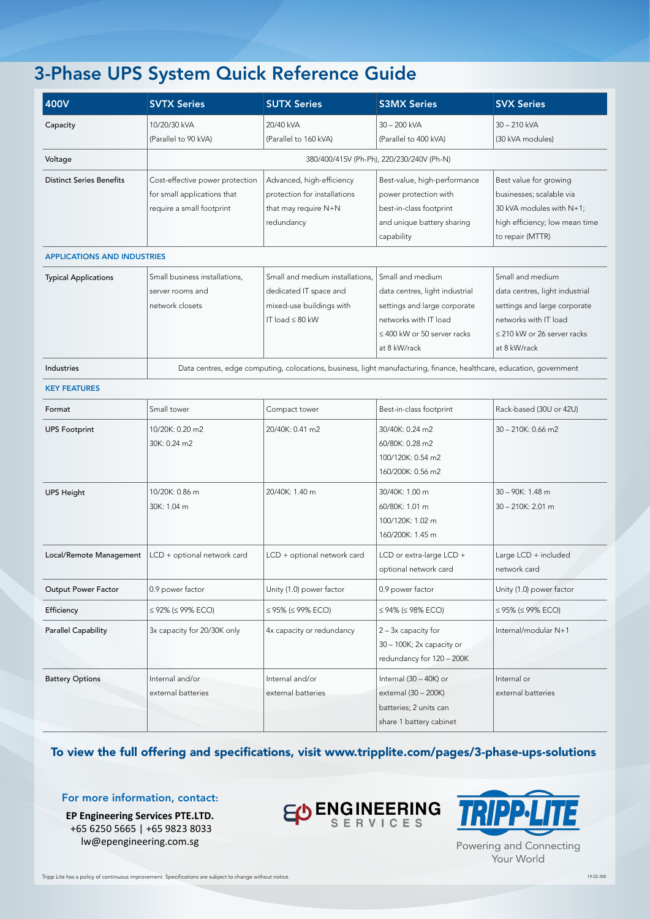# 3-Phase UPS System Quick Reference Guide

| 400V | SVTX Series | SUTX Series | S3MX Series | SVX Series |
|---|---|---|---|---|
| Capacity | 10/20/30 kVA (Parallel to 90 kVA) | 20/40 kVA (Parallel to 160 kVA) | 30 – 200 kVA (Parallel to 400 kVA) | 30 – 210 kVA (30 kVA modules) |
| Voltage | 380/400/415V (Ph-Ph), 220/230/240V (Ph-N) | | | |
| Distinct Series Benefits | Cost-effective power protection for small applications that require a small footprint | Advanced, high-efficiency protection for installations that may require N+N redundancy | Best-value, high-performance power protection with best-in-class footprint and unique battery sharing capability | Best value for growing businesses; scalable via 30 kVA modules with N+1; high efficiency; low mean time to repair (MTTR) |
| **APPLICATIONS AND INDUSTRIES** | | | | |
| Typical Applications | Small business installations, server rooms and network closets | Small and medium installations, dedicated IT space and mixed-use buildings with IT load ≤ 80 kW | Small and medium data centres, light industrial settings and large corporate networks with IT load ≤ 400 kW or 50 server racks at 8 kW/rack | Small and medium data centres, light industrial settings and large corporate networks with IT load ≤ 210 kW or 26 server racks at 8 kW/rack |
| Industries | Data centres, edge computing, colocations, business, light manufacturing, finance, healthcare, education, government | | | |
| **KEY FEATURES** | | | | |
| Format | Small tower | Compact tower | Best-in-class footprint | Rack-based (30U or 42U) |
| UPS Footprint | 10/20K: 0.20 m2<br>30K: 0.24 m2 | 20/40K: 0.41 m2 | 30/40K: 0.24 m2<br>60/80K: 0.28 m2<br>100/120K: 0.54 m2<br>160/200K: 0.56 m2 | 30 – 210K: 0.66 m2 |
| UPS Height | 10/20K: 0.86 m<br>30K: 1.04 m | 20/40K: 1.40 m | 30/40K: 1.00 m<br>60/80K: 1.01 m<br>100/120K: 1.02 m<br>160/200K: 1.45 m | 30 – 90K: 1.48 m<br>30 – 210K: 2.01 m |
| Local/Remote Management | LCD + optional network card | LCD + optional network card | LCD or extra-large LCD + optional network card | Large LCD + included network card |
| Output Power Factor | 0.9 power factor | Unity (1.0) power factor | 0.9 power factor | Unity (1.0) power factor |
| Efficiency | ≤ 92% (≤ 99% ECO) | ≤ 95% (≤ 99% ECO) | ≤ 94% (≤ 98% ECO) | ≤ 95% (≤ 99% ECO) |
| Parallel Capability | 3x capacity for 20/30K only | 4x capacity or redundancy | 2 – 3x capacity for 30 – 100K; 2x capacity or redundancy for 120 – 200K | Internal/modular N+1 |
| Battery Options | Internal and/or external batteries | Internal and/or external batteries | Internal (30 – 40K) or external (30 – 200K) batteries; 2 units can share 1 battery cabinet | Internal or external batteries |

**To view the full offering and specifications, visit www.tripplite.com/pages/3-phase-ups-solutions**

For more information, contact:

**EP Engineering Services PTE.LTD.**
+65 6250 5665 | +65 9823 8033
lw@epengineering.com.sg

EP ENGINEERING SERVICES

TRIPP·LITE
Powering and Connecting Your World

Tripp Lite has a policy of continuous improvement. Specifications are subject to change without notice.

19-02-300